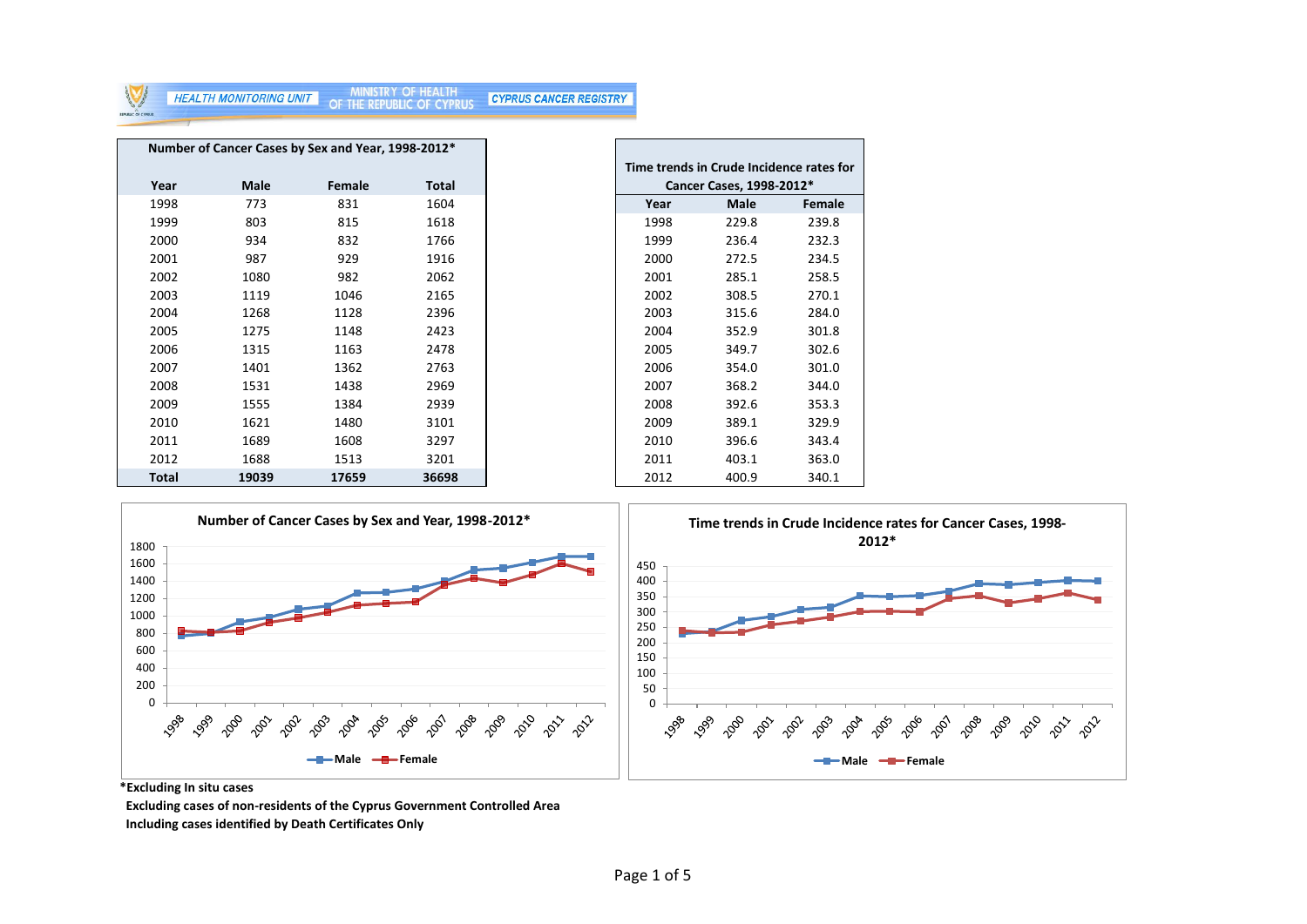HEALTH MONITORING UNIT — MINISTRY OF HEALTH OF THE REPUBLIC OF CYPRUS — CYPRUS CANCER REGISTRY

**Number of Cancer Cases by Sex and Year, 1998-2012***

| Year | Male | Female | Total |
|---|---|---|---|
| 1998 | 773 | 831 | 1604 |
| 1999 | 803 | 815 | 1618 |
| 2000 | 934 | 832 | 1766 |
| 2001 | 987 | 929 | 1916 |
| 2002 | 1080 | 982 | 2062 |
| 2003 | 1119 | 1046 | 2165 |
| 2004 | 1268 | 1128 | 2396 |
| 2005 | 1275 | 1148 | 2423 |
| 2006 | 1315 | 1163 | 2478 |
| 2007 | 1401 | 1362 | 2763 |
| 2008 | 1531 | 1438 | 2969 |
| 2009 | 1555 | 1384 | 2939 |
| 2010 | 1621 | 1480 | 3101 |
| 2011 | 1689 | 1608 | 3297 |
| 2012 | 1688 | 1513 | 3201 |
| **Total** | **19039** | **17659** | **36698** |

**Time trends in Crude Incidence rates for Cancer Cases, 1998-2012***

| Year | Male | Female |
|---|---|---|
| 1998 | 229.8 | 239.8 |
| 1999 | 236.4 | 232.3 |
| 2000 | 272.5 | 234.5 |
| 2001 | 285.1 | 258.5 |
| 2002 | 308.5 | 270.1 |
| 2003 | 315.6 | 284.0 |
| 2004 | 352.9 | 301.8 |
| 2005 | 349.7 | 302.6 |
| 2006 | 354.0 | 301.0 |
| 2007 | 368.2 | 344.0 |
| 2008 | 392.6 | 353.3 |
| 2009 | 389.1 | 329.9 |
| 2010 | 396.6 | 343.4 |
| 2011 | 403.1 | 363.0 |
| 2012 | 400.9 | 340.1 |

**Number of Cancer Cases by Sex and Year, 1998-2012***

**Time trends in Crude Incidence rates for Cancer Cases, 1998-2012***

**\*Excluding In situ cases**

**Excluding cases of non-residents of the Cyprus Government Controlled Area**

**Including cases identified by Death Certificates Only**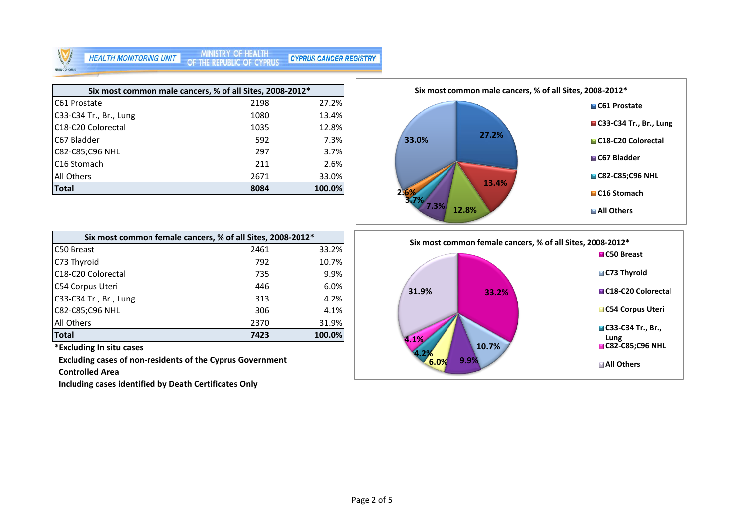HEALTH MONITORING UNIT — MINISTRY OF HEALTH OF THE REPUBLIC OF CYPRUS — CYPRUS CANCER REGISTRY

| Six most common male cancers, % of all Sites, 2008-2012* | | |
|---|---|---|
| C61 Prostate | 2198 | 27.2% |
| C33-C34 Tr., Br., Lung | 1080 | 13.4% |
| C18-C20 Colorectal | 1035 | 12.8% |
| C67 Bladder | 592 | 7.3% |
| C82-C85;C96 NHL | 297 | 3.7% |
| C16 Stomach | 211 | 2.6% |
| All Others | 2671 | 33.0% |
| **Total** | **8084** | **100.0%** |

**Six most common male cancers, % of all Sites, 2008-2012***

- C61 Prostate: 27.2%
- C33-C34 Tr., Br., Lung: 13.4%
- C18-C20 Colorectal: 12.8%
- C67 Bladder: 7.3%
- C82-C85;C96 NHL: 3.7%
- C16 Stomach: 2.6%
- All Others: 33.0%

| Six most common female cancers, % of all Sites, 2008-2012* | | |
|---|---|---|
| C50 Breast | 2461 | 33.2% |
| C73 Thyroid | 792 | 10.7% |
| C18-C20 Colorectal | 735 | 9.9% |
| C54 Corpus Uteri | 446 | 6.0% |
| C33-C34 Tr., Br., Lung | 313 | 4.2% |
| C82-C85;C96 NHL | 306 | 4.1% |
| All Others | 2370 | 31.9% |
| **Total** | **7423** | **100.0%** |

**Six most common female cancers, % of all Sites, 2008-2012***

- C50 Breast: 33.2%
- C73 Thyroid: 10.7%
- C18-C20 Colorectal: 9.9%
- C54 Corpus Uteri: 6.0%
- C33-C34 Tr., Br., Lung: 4.2%
- C82-C85;C96 NHL: 4.1%
- All Others: 31.9%

**\*Excluding In situ cases**

**Excluding cases of non-residents of the Cyprus Government Controlled Area**

**Including cases identified by Death Certificates Only**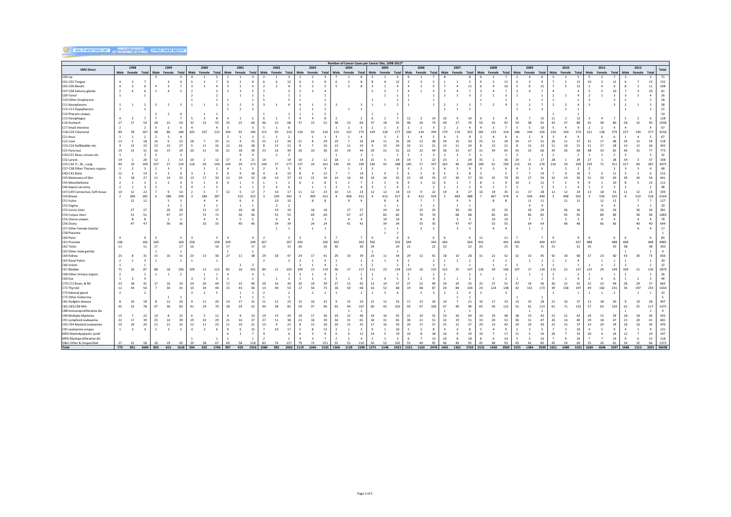**Number of Cancer Cases per Cancer Site, 1998-2012***

| IARC Decsr | 1998 | | | 1999 | | | 2000 | | | 2001 | | | 2002 | | | 2003 | | | 2004 | | | 2005 | | | 2006 | | | 2007 | | | 2008 | | | 2009 | | | 2010 | | | 2011 | | | 2012 | | | Total |
|---|---|---|---|---|---|---|---|---|---|---|---|---|---|---|---|---|---|---|---|---|---|---|---|---|---|---|---|---|---|---|---|---|---|---|---|---|---|---|---|---|---|---|---|---|---|---|
| | Male | Female | Total | Male | Female | Total | Male | Female | Total | Male | Female | Total | Male | Female | Total | Male | Female | Total | Male | Female | Total | Male | Female | Total | Male | Female | Total | Male | Female | Total | Male | Female | Total | Male | Female | Total | Male | Female | Total | Male | Female | Total | Male | Female | Total | |
| C00 Lip | | | | 3 | | 3 | 4 | 1 | 5 | 2 | 1 | 3 | 2 | 1 | 3 | 1 | 2 | 3 | 7 | 1 | 8 | 3 | 1 | 4 | 6 | 1 | 7 | 8 | | 8 | 6 | 1 | 7 | 2 | 4 | 6 | 3 | 2 | 5 | 5 | 2 | 7 | 2 | | 2 | 71 |
| C01-C02 Tongue | 4 | 3 | 7 | | 4 | 4 | 5 | 2 | 7 | 2 | 6 | 8 | 6 | 6 | 12 | 6 | 3 | 9 | 6 | 2 | 8 | 8 | 4 | 12 | 2 | 3 | 5 | 1 | 1 | 2 | 9 | 3 | 12 | 6 | 3 | 9 | 7 | 5 | 12 | 10 | 2 | 12 | 6 | 7 | 13 | 132 |
| C03-C06 Mouth | 4 | 2 | 6 | 4 | 3 | 7 | 3 | 1 | 4 | 3 | 1 | 4 | 2 | 2 | 4 | 3 | 2 | 5 | 5 | 3 | 8 | 3 | 1 | 4 | 4 | 1 | 5 | 7 | 4 | 11 | 4 | 6 | 10 | 5 | 6 | 11 | 7 | 5 | 12 | 2 | 4 | 6 | 8 | 3 | 11 | 108 |
| C07-C08 Salivary glands | 2 | 4 | 6 | 1 | 4 | 5 | 2 | | 2 | 2 | 3 | 5 | 2 | | 2 | 2 | 2 | 4 | | | | 5 | 2 | 7 | 4 | 1 | 5 | 3 | 4 | 7 | 3 | 4 | 7 | 3 | 4 | 7 | 4 | | 4 | 5 | 5 | 10 | 7 | 3 | 10 | 81 |
| C09 Tonsil | 1 | | 1 | | | | 2 | | 2 | | 1 | 1 | | 1 | 1 | 1 | | 1 | | | | | 1 | 1 | 1 | | 1 | 2 | 1 | 3 | 2 | 1 | 3 | 1 | | 1 | 2 | 2 | 4 | 2 | 1 | 3 | 3 | 1 | 4 | 26 |
| C10 Other Oropharynx | | | | | | | 1 | | 1 | 1 | | 1 | 5 | | 5 | 1 | | 1 | | | | 1 | | 1 | | 1 | 1 | | | | 1 | | 1 | | 1 | 1 | 1 | | 1 | 3 | | 3 | | 2 | 2 | 18 |
| C11 Nasopharynx | 1 | 1 | 2 | 3 | 2 | 5 | 1 | 1 | 2 | 3 | 2 | 5 | 3 | 1 | 4 | 4 | 1 | 5 | 3 | | 3 | 1 | 1 | 2 | | 1 | 1 | 2 | 1 | 3 | 7 | 2 | 9 | 5 | 2 | 7 | 2 | 2 | 4 | 3 | | 3 | 2 | 1 | 3 | 58 |
| C12-C13 Hypopharynx | 1 | | 1 | | | | | | | 1 | 2 | 3 | | | | 2 | 1 | 3 | | 1 | 1 | | | | | | | 1 | 1 | 2 | | | | 2 | 1 | 3 | | 1 | 1 | | | | 1 | | 1 | 15 |
| C14 Pharynx unspec. | | | | 2 | 2 | 4 | | 1 | 1 | | | | 1 | | 1 | 1 | 1 | 2 | | | | 1 | | 1 | | | | | | | | | | | | | 1 | | 1 | | | | | | | 10 |
| C15 Oesophagus | 4 | 3 | 7 | 7 | | 7 | 5 | 3 | 8 | 4 | 1 | 5 | 6 | 1 | 7 | 4 | 4 | 8 | 2 | | 2 | 6 | 1 | 7 | 12 | 2 | 14 | 10 | 4 | 14 | 6 | 3 | 9 | 8 | 7 | 15 | 11 | 1 | 12 | 3 | 4 | 7 | 5 | 1 | 6 | 128 |
| C16 Stomach | 27 | 27 | 54 | 28 | 22 | 50 | 32 | 23 | 55 | 35 | 25 | 60 | 46 | 22 | 68 | 37 | 15 | 52 | 38 | 22 | 60 | 37 | 18 | 55 | 48 | 26 | 74 | 49 | 27 | 76 | 50 | 42 | 92 | 54 | 38 | 92 | 43 | 37 | 80 | 42 | 38 | 80 | 58 | 32 | 90 | 1038 |
| C17 Small intestine | 2 | | 2 | 3 | 2 | 5 | 4 | | 4 | 3 | | 3 | 5 | 1 | 6 | | | | 1 | 2 | 3 | 2 | 1 | 3 | 2 | 1 | 3 | 2 | 2 | 4 | 4 | 3 | 7 | 5 | 5 | 10 | 5 | 4 | 9 | 2 | 2 | 4 | 4 | | 4 | 67 |
| C18-C20 Colorectal | 89 | 78 | 167 | 98 | 86 | 184 | 105 | 107 | 212 | 104 | 92 | 196 | 115 | 95 | 210 | 124 | 92 | 216 | 153 | 122 | 275 | 149 | 128 | 277 | 160 | 134 | 294 | 179 | 176 | 355 | 181 | 133 | 314 | 186 | 140 | 326 | 210 | 164 | 374 | 221 | 158 | 379 | 237 | 140 | 377 | 4156 |
| C21 Anus | 1 | 1 | 2 | 2 | 2 | 4 | | | | 2 | 1 | 3 | 1 | 1 | 2 | | 1 | 1 | 3 | 1 | 4 | | 3 | 3 | 1 | 4 | 5 | 4 | 5 | 9 | 2 | 4 | 6 | 6 | 2 | 8 | 3 | 6 | 9 | | 6 | 6 | 1 | 4 | 5 | 67 |
| C22 Liver | 13 | 5 | 18 | 16 | 6 | 22 | 18 | 7 | 25 | 11 | 4 | 15 | 22 | 12 | 34 | 21 | 8 | 29 | 19 | 7 | 26 | 24 | 11 | 35 | 26 | 12 | 38 | 34 | 16 | 50 | 25 | 11 | 36 | 34 | 17 | 51 | 26 | 11 | 37 | 31 | 17 | 48 | 39 | 15 | 54 | 518 |
| C23-C24 Gallbladder etc. | 9 | 13 | 22 | 12 | 15 | 27 | 5 | 11 | 16 | 12 | 16 | 28 | 8 | 13 | 21 | 9 | 7 | 16 | 13 | 11 | 24 | 9 | 15 | 24 | 10 | 11 | 21 | 13 | 11 | 24 | 8 | 13 | 21 | 8 | 15 | 23 | 11 | 10 | 21 | 11 | 17 | 28 | 14 | 12 | 26 | 342 |
| C25 Pancreas | 19 | 12 | 31 | 16 | 13 | 29 | 20 | 15 | 35 | 21 | 18 | 39 | 23 | 16 | 39 | 26 | 10 | 36 | 25 | 19 | 44 | 29 | 22 | 51 | 22 | 22 | 44 | 36 | 31 | 67 | 31 | 34 | 65 | 43 | 26 | 69 | 48 | 33 | 81 | 46 | 31 | 77 | | | | 773 |
| C30-C31 Nose, sinuses etc. | 3 | | 3 | 3 | | 3 | | | | | 4 | 4 | | 2 | 2 | | | | 1 | | 1 | 1 | | 1 | 2 | 1 | 3 | 2 | 3 | 5 | 1 | | 1 | 2 | | 2 | 2 | | 2 | 1 | 1 | 2 | 3 | | 3 | 32 |
| C32 Larynx | 19 | 1 | 20 | 12 | 1 | 13 | 10 | 2 | 12 | 17 | 4 | 21 | 14 | | 14 | 10 | 2 | 12 | 18 | 1 | 19 | 21 | 3 | 24 | 19 | 3 | 22 | 23 | 1 | 24 | 35 | 1 | 36 | 24 | 3 | 27 | 28 | 1 | 29 | 27 | 1 | 28 | 34 | 3 | 37 | 338 |
| C33-C34 Trachea, Br., Lung | 90 | 19 | 109 | 107 | 27 | 134 | 118 | 26 | 144 | 144 | 29 | 173 | 140 | 37 | 177 | 137 | 24 | 161 | 145 | 45 | 190 | 146 | 42 | 188 | 140 | 57 | 197 | 163 | 46 | 209 | 189 | 61 | 250 | 215 | 61 | 276 | 210 | 59 | 269 | 239 | 72 | 311 | 227 | 60 | 287 | 3075 |
| C37-C38 Other Thoracic organs | 1 | 2 | 3 | 2 | 3 | 5 | | 1 | 1 | 4 | 1 | 5 | 2 | 3 | 5 | 9 | | 9 | | 1 | 1 | 3 | | 3 | 3 | 2 | 5 | 4 | 5 | 9 | 3 | 3 | 6 | 4 | 2 | 6 | | 2 | 2 | 2 | | 2 | 3 | 3 | 6 | 68 |
| C40-C41 Bone | 12 | 2 | 14 | 3 | 3 | 6 | 3 | 2 | 5 | 9 | 9 | 18 | 4 | 6 | 10 | 8 | 4 | 12 | 7 | 7 | 14 | 1 | 4 | 5 | 6 | 2 | 8 | 5 | 3 | 8 | 5 | | 5 | 7 | 7 | 14 | 7 | 9 | 16 | 5 | 6 | 11 | 5 | 1 | 6 | 152 |
| C43 Melanoma of Skin | 9 | 18 | 27 | 11 | 14 | 25 | 13 | 17 | 30 | 12 | 20 | 32 | 18 | 19 | 37 | 13 | 21 | 34 | 14 | 16 | 30 | 19 | 16 | 35 | 15 | 18 | 33 | 27 | 30 | 57 | 35 | 35 | 70 | 29 | 27 | 56 | 32 | 24 | 56 | 31 | 32 | 63 | 30 | 26 | 56 | 641 |
| C45 Mesothelioma | 2 | 1 | 3 | 1 | 3 | 4 | 3 | 1 | 4 | 4 | 1 | 5 | 1 | 1 | 2 | 6 | 2 | 8 | 5 | 2 | 7 | 3 | 3 | 6 | 9 | 3 | 12 | 6 | 1 | 7 | 8 | 1 | 9 | 10 | 2 | 12 | 7 | 2 | 9 | 9 | 1 | 10 | 8 | 5 | 13 | 111 |
| C46 Kaposi sarcoma | 2 | 1 | 3 | 3 | | 3 | 4 | 1 | 5 | | 1 | 1 | 2 | 4 | 6 | | 1 | 1 | 3 | 1 | 4 | 3 | 1 | 4 | 2 | | 2 | 1 | 1 | 2 | 4 | 1 | 5 | 3 | | 3 | 3 | 1 | 4 | 1 | 2 | 3 | 2 | | 2 | 48 |
| C47;C49 Connective, Soft tissue | 10 | 12 | 22 | 7 | 9 | 16 | 2 | 5 | 7 | 12 | 5 | 17 | 7 | 10 | 17 | 11 | 12 | 23 | 10 | 13 | 23 | 12 | 12 | 24 | 13 | 9 | 22 | 19 | 8 | 27 | 16 | 19 | 35 | 11 | 17 | 28 | 12 | 12 | 24 | 13 | 18 | 31 | 11 | 12 | 23 | 339 |
| C50 Breast | 2 | 280 | 282 | 6 | 288 | 294 | 3 | 284 | 287 | | 322 | 322 | 3 | 339 | 342 | 3 | 409 | 412 | 4 | 408 | 412 | 4 | 413 | 417 | 8 | 412 | 420 | 5 | 483 | 488 | 7 | 467 | 474 | 4 | 436 | 440 | 3 | 498 | 501 | 5 | 550 | 555 | 8 | 510 | 518 | 6164 |
| C51 Vulva | | 12 | 12 | | 5 | 5 | | 4 | 4 | | 6 | 6 | | 10 | 10 | | 8 | 8 | | 9 | 9 | | 8 | 8 | | 7 | 7 | | 9 | 9 | | 8 | 8 | | 11 | 11 | | 11 | 11 | | 12 | 12 | | 7 | 7 | 127 |
| C52 Vagina | | | | | 2 | 2 | | 2 | 2 | | 1 | 1 | | 2 | 2 | | | | | | | | 1 | 1 | | 2 | 2 | | 1 | 1 | | | | | 4 | 4 | | | | | 4 | 4 | | 1 | 1 | 20 |
| C53 Cervix Uteri | | 27 | 27 | | 26 | 26 | | 15 | 15 | | 18 | 18 | | 19 | 19 | | 18 | 18 | | 27 | 27 | | 24 | 24 | | 25 | 25 | | 30 | 30 | | 25 | 25 | | 29 | 29 | | 36 | 36 | | 26 | 26 | | 36 | 36 | 381 |
| C54 Corpus Uteri | | 51 | 51 | | 47 | 47 | | 72 | 72 | | 56 | 56 | | 55 | 55 | | 69 | 69 | | 67 | 67 | | 82 | 82 | | 70 | 70 | | 68 | 68 | | 83 | 83 | | 85 | 85 | | 95 | 95 | | 89 | 89 | | 94 | 94 | 1083 |
| C55 Uterus unspec. | | 8 | 8 | | 1 | 1 | | 4 | 4 | | 5 | 5 | | 4 | 4 | | 3 | 3 | | 4 | 4 | | 10 | 10 | | 8 | 8 | | 3 | 3 | | 10 | 10 | | 7 | 7 | | 3 | 3 | | 4 | 4 | | 4 | 4 | 78 |
| C56 Ovary | | 47 | 47 | | 36 | 36 | | 33 | 33 | | 40 | 40 | | 34 | 34 | | 24 | 24 | | 41 | 41 | | 34 | 34 | | 35 | 35 | | 47 | 47 | | 55 | 55 | | 64 | 64 | | 48 | 48 | | 66 | 66 | | 40 | 40 | 644 |
| C57 Other Female Genital | | | | | | | | | | | | | | 1 | 1 | | 1 | 1 | | | | | 1 | 1 | | 2 | 2 | | 3 | 3 | | 4 | 4 | | 1 | 1 | | | | | | | | 4 | 4 | 17 |
| C58 Placenta | | | | | | | | | | | | | | | | | | | | | | | 1 | 1 | | | | | | | | | | | | | | | | | | | | | | 1 |
| C60 Penis | 4 | | 4 | 3 | | 3 | 3 | | 3 | 4 | | 4 | 2 | | 2 | 3 | | 3 | 7 | | 7 | 6 | | 6 | 6 | | 6 | 6 | | 6 | 11 | | 11 | 7 | | 7 | 9 | | 9 | 6 | | 6 | 6 | | 6 | 83 |
| C61 Prostate | 166 | | 166 | 160 | | 160 | 258 | | 258 | 249 | | 249 | 267 | | 267 | 260 | | 260 | 363 | | 363 | 356 | | 356 | 344 | | 344 | 364 | | 364 | 401 | | 401 | 404 | | 404 | 437 | | 437 | 488 | | 488 | 468 | | 468 | 4985 |
| C62 Testis | 11 | | 11 | 17 | | 17 | 16 | | 16 | 17 | | 17 | 15 | | 15 | 26 | | 26 | 30 | | 30 | 24 | | 24 | 22 | | 22 | 22 | | 22 | 25 | | 25 | 31 | | 31 | 21 | | 21 | 35 | | 35 | 38 | | 38 | 350 |
| C63 Other male genital | | | | 1 | | 1 | | | | 1 | | 1 | | | | | | | | | | 1 | | 1 | | | | | | | | | | | | | | | | | | | 1 | | 1 | 4 |
| C64 Kidney | 23 | 8 | 31 | 15 | 16 | 31 | 23 | 13 | 36 | 27 | 11 | 38 | 29 | 18 | 47 | 24 | 17 | 41 | 29 | 10 | 39 | 23 | 11 | 34 | 29 | 12 | 41 | 18 | 10 | 28 | 31 | 21 | 52 | 32 | 13 | 45 | 42 | 18 | 60 | 37 | 23 | 60 | 43 | 30 | 73 | 656 |
| C65 Renal Pelvis | 2 | 1 | 3 | 1 | | 1 | 1 | | 1 | | | | 2 | | 2 | 3 | 1 | 4 | 1 | | 1 | 3 | 1 | 4 | 2 | | 2 | 1 | 1 | 2 | | 2 | 2 | 2 | | 2 | 2 | 2 | 4 | 1 | | 1 | 1 | | 1 | 30 |
| C66 Ureter | 1 | | 1 | | | | | | | | 2 | 2 | | | | 3 | 1 | 4 | 1 | | 1 | 2 | | 2 | 3 | | 3 | 1 | | 1 | | 1 | 1 | 2 | | 2 | 1 | | 1 | 1 | 1 | 2 | 2 | | 2 | 22 |
| C67 Bladder | 71 | 16 | 87 | 88 | 18 | 106 | 109 | 13 | 122 | 85 | 16 | 101 | 84 | 21 | 105 | 104 | 15 | 119 | 90 | 27 | 117 | 111 | 23 | 134 | 119 | 16 | 135 | 122 | 25 | 147 | 136 | 30 | 166 | 107 | 17 | 124 | 115 | 22 | 137 | 125 | 24 | 149 | 109 | 21 | 130 | 1879 |
| C68 Other Urinary organs | 2 | | 2 | 1 | 1 | 2 | 1 | | 1 | 4 | | 4 | | 1 | 1 | 3 | 1 | 4 | 1 | | 1 | 1 | | 1 | 2 | | 2 | 2 | | 2 | 1 | | 1 | 1 | | 1 | 2 | | 2 | 1 | | 1 | 1 | | 1 | 26 |
| C69 Eye | 1 | 3 | 4 | | | | 3 | 2 | 5 | 2 | | 2 | | 1 | 1 | 1 | 1 | 2 | 3 | 1 | 4 | 1 | 4 | 5 | 2 | 2 | 4 | 1 | 1 | 2 | | 2 | 2 | | 1 | 1 | 3 | 1 | 4 | 2 | 4 | 6 | 1 | 1 | 2 | 44 |
| C70-C72 Brain, & NS | 23 | 18 | 41 | 17 | 16 | 33 | 24 | 20 | 44 | 17 | 23 | 40 | 20 | 16 | 36 | 20 | 19 | 39 | 27 | 15 | 42 | 13 | 14 | 27 | 27 | 22 | 49 | 24 | 29 | 53 | 25 | 27 | 52 | 37 | 19 | 56 | 30 | 22 | 52 | 21 | 23 | 44 | 28 | 29 | 57 | 665 |
| C73 Thyroid | 12 | 44 | 56 | 7 | 34 | 41 | 10 | 34 | 44 | 15 | 43 | 58 | 13 | 40 | 53 | 17 | 56 | 73 | 18 | 50 | 68 | 16 | 52 | 68 | 19 | 68 | 87 | 20 | 84 | 104 | 24 | 124 | 148 | 42 | 131 | 173 | 39 | 158 | 197 | 49 | 182 | 231 | 36 | 197 | 233 | 1634 |
| C74 Adrenal gland | 2 | | 2 | | | | 3 | 2 | 5 | | 1 | 1 | 2 | | 2 | | 2 | 2 | 1 | | 1 | 1 | 3 | 4 | | 3 | 3 | 2 | 2 | 4 | 3 | | 3 | | | | 1 | | 1 | 1 | 1 | 2 | 1 | | 1 | 31 |
| C75 Other Endocrine | | | | | 1 | 1 | | | | | 1 | 1 | | 1 | 1 | | | | | | | | | | | | | | 1 | 1 | | | | | | | | | | | 1 | 1 | | | | 5 |
| C81 Hodgkin disease | 8 | 10 | 18 | 8 | 12 | 20 | 9 | 11 | 20 | 14 | 17 | 31 | 11 | 12 | 23 | 15 | 16 | 31 | 9 | 15 | 24 | 21 | 12 | 33 | 17 | 13 | 30 | 14 | 7 | 21 | 16 | 17 | 33 | 13 | 15 | 28 | 21 | 16 | 37 | 12 | 18 | 30 | 9 | 19 | 28 | 407 |
| C82-C85;C96 NHL | 45 | 33 | 78 | 47 | 36 | 83 | 41 | 29 | 70 | 28 | 24 | 52 | 44 | 38 | 82 | 59 | 37 | 96 | 63 | 44 | 107 | 60 | 42 | 102 | 59 | 47 | 106 | 47 | 49 | 96 | 65 | 56 | 121 | 52 | 61 | 113 | 61 | 71 | 132 | 57 | 63 | 120 | 62 | 55 | 117 | 1475 |
| C88 Immunoproliferative dis | | | | | | | | | | | | | | | | | | | 1 | | 1 | | | | | | | | | | 1 | | 1 | | 1 | 1 | | | | | | | 1 | | 1 | 4 |
| C90 Multiple Myeloma | 15 | 7 | 22 | 14 | 8 | 22 | 6 | 5 | 11 | 4 | 9 | 13 | 14 | 15 | 29 | 19 | 17 | 36 | 24 | 22 | 46 | 19 | 16 | 35 | 21 | 10 | 31 | 23 | 26 | 49 | 19 | 29 | 48 | 28 | 15 | 43 | 21 | 21 | 42 | 24 | 15 | 39 | 18 | 18 | 36 | 502 |
| C91 Lymphoid Leukaemia | 22 | 17 | 39 | 25 | 14 | 39 | 19 | 10 | 29 | 21 | 16 | 37 | 27 | 11 | 38 | 21 | 18 | 39 | 34 | 31 | 65 | 34 | 31 | 65 | 30 | 21 | 51 | 32 | 19 | 51 | 33 | 20 | 53 | 36 | 11 | 47 | 26 | 14 | 40 | 29 | 18 | 47 | 21 | 20 | 41 | 681 |
| C92-C94 Myeloid Leukaemia | 10 | 10 | 20 | 21 | 11 | 32 | 12 | 11 | 23 | 11 | 10 | 21 | 13 | 9 | 22 | 8 | 12 | 20 | 20 | 15 | 35 | 17 | 16 | 33 | 20 | 17 | 37 | 25 | 12 | 37 | 29 | 13 | 42 | 24 | 19 | 43 | 22 | 15 | 37 | 14 | 20 | 34 | 18 | 16 | 34 | 470 |
| C95 Leukaemia unspec. | 1 | 3 | 4 | 2 | 3 | 5 | 4 | 2 | 6 | 9 | 6 | 15 | 7 | 10 | 17 | 5 | 8 | 13 | 2 | 1 | 3 | 9 | 1 | 10 | 5 | 3 | 8 | 4 | 4 | 8 | 5 | 4 | 9 | 2 | 3 | 5 | 7 | 3 | 10 | 4 | 5 | 9 | 4 | 5 | 9 | 131 |
| MDS Myelodysplastic syndr | | | | | | | | | | 6 | 1 | 7 | 4 | | 4 | 6 | 3 | 9 | 6 | 6 | 12 | 14 | 5 | 19 | 10 | 8 | 18 | 10 | 9 | 19 | 10 | 7 | 17 | 11 | 5 | 16 | 26 | 7 | 33 | 20 | 4 | 24 | 12 | 7 | 19 | 197 |
| MPD Myeloproliferative dis | | | | | | | 1 | | 1 | 1 | | 1 | 2 | | 2 | 4 | 3 | 7 | 2 | 2 | 4 | 2 | 1 | 3 | 6 | 7 | 13 | 10 | 8 | 18 | 8 | 6 | 14 | 5 | 5 | 10 | 7 | 9 | 16 | 7 | 7 | 14 | 9 | 6 | 15 | 118 |
| O&U Other & Unspecified | 27 | 31 | 58 | 26 | 19 | 45 | 29 | 38 | 67 | 60 | 58 | 118 | 83 | 74 | 157 | 79 | 72 | 151 | 55 | 55 | 110 | 50 | 52 | 102 | 55 | 40 | 95 | 46 | 49 | 95 | 45 | 48 | 93 | 43 | 42 | 85 | 45 | 24 | 69 | 35 | 26 | 61 | 34 | 32 | 66 | 1372 |
| **Total** | **773** | **831** | **1604** | **803** | **815** | **1618** | **934** | **832** | **1766** | **987** | **929** | **1916** | **1080** | **982** | **2062** | **1119** | **1046** | **2165** | **1268** | **1128** | **2396** | **1275** | **1148** | **2423** | **1315** | **1163** | **2478** | **1401** | **1362** | **2763** | **1531** | **1438** | **2969** | **1555** | **1384** | **2939** | **1621** | **1480** | **3101** | **1689** | **1608** | **3297** | **1688** | **1513** | **3201** | **36698** |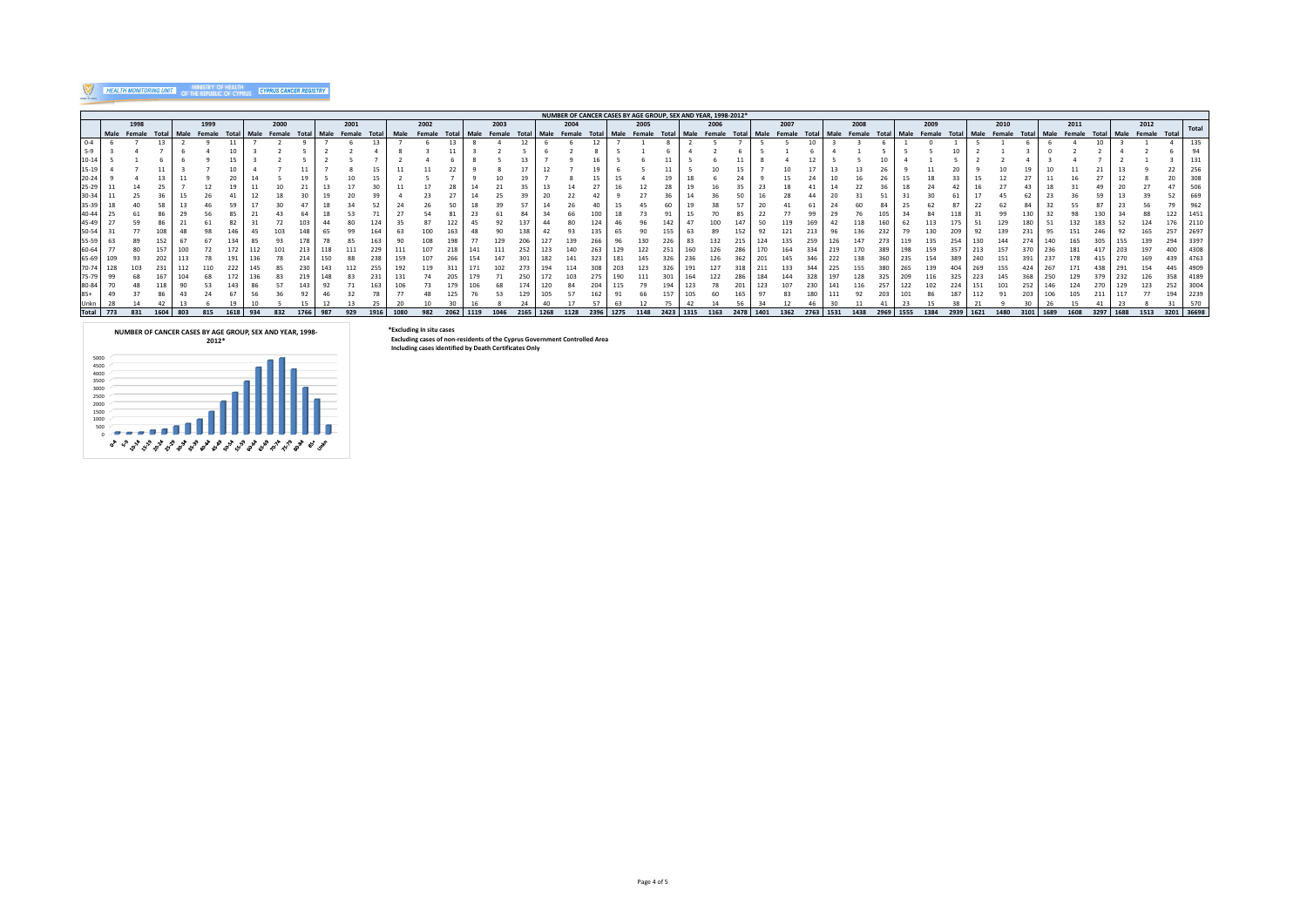HEALTH MONITORING UNIT | MINISTRY OF HEALTH OF THE REPUBLIC OF CYPRUS | CYPRUS CANCER REGISTRY

## NUMBER OF CANCER CASES BY AGE GROUP, SEX AND YEAR, 1998-2012*

| | 1998 | | | 1999 | | | 2000 | | | 2001 | | | 2002 | | | 2003 | | | 2004 | | | 2005 | | | 2006 | | | 2007 | | | 2008 | | | 2009 | | | 2010 | | | 2011 | | | 2012 | | | Total |
|---|---|---|---|---|---|---|---|---|---|---|---|---|---|---|---|---|---|---|---|---|---|---|---|---|---|---|---|---|---|---|---|---|---|---|---|---|---|---|---|---|---|---|---|---|---|---|
| | Male | Female | Total | Male | Female | Total | Male | Female | Total | Male | Female | Total | Male | Female | Total | Male | Female | Total | Male | Female | Total | Male | Female | Total | Male | Female | Total | Male | Female | Total | Male | Female | Total | Male | Female | Total | Male | Female | Total | Male | Female | Total | Male | Female | Total | |
| 0-4 | 6 | 7 | 13 | 2 | 9 | 11 | 7 | 2 | 9 | 7 | 6 | 13 | 7 | 6 | 13 | 8 | 4 | 12 | 6 | 6 | 12 | 7 | 1 | 8 | 2 | 5 | 7 | 5 | 5 | 10 | 3 | 3 | 6 | 1 | 0 | 1 | 5 | 1 | 6 | 6 | 4 | 10 | 3 | 1 | 4 | 135 |
| 5-9 | 3 | 4 | 7 | 6 | 4 | 10 | 3 | 2 | 5 | 2 | 2 | 4 | 8 | 3 | 11 | 3 | 2 | 5 | 6 | 2 | 8 | 5 | 1 | 6 | 4 | 2 | 6 | 5 | 1 | 6 | 4 | 1 | 5 | 5 | 5 | 10 | 2 | 1 | 3 | 0 | 2 | 2 | 4 | 2 | 6 | 94 |
| 10-14 | 5 | 1 | 6 | 6 | 9 | 15 | 3 | 2 | 5 | 2 | 5 | 7 | 2 | 4 | 6 | 8 | 5 | 13 | 7 | 9 | 16 | 5 | 6 | 11 | 5 | 6 | 11 | 8 | 4 | 12 | 5 | 5 | 10 | 4 | 1 | 5 | 2 | 2 | 4 | 3 | 4 | 7 | 2 | 1 | 3 | 131 |
| 15-19 | 4 | 7 | 11 | 3 | 7 | 10 | 4 | 7 | 11 | 7 | 8 | 15 | 11 | 11 | 22 | 9 | 8 | 17 | 12 | 7 | 19 | 6 | 5 | 11 | 5 | 10 | 15 | 7 | 10 | 17 | 13 | 13 | 26 | 9 | 11 | 20 | 9 | 10 | 19 | 10 | 11 | 21 | 13 | 9 | 22 | 256 |
| 20-24 | 9 | 4 | 13 | 11 | 9 | 20 | 14 | 5 | 19 | 5 | 10 | 15 | 2 | 5 | 7 | 9 | 10 | 19 | 7 | 8 | 15 | 15 | 4 | 19 | 18 | 6 | 24 | 9 | 15 | 24 | 10 | 16 | 26 | 15 | 18 | 33 | 15 | 12 | 27 | 11 | 16 | 27 | 12 | 8 | 20 | 308 |
| 25-29 | 11 | 14 | 25 | 7 | 12 | 19 | 11 | 10 | 21 | 13 | 17 | 30 | 11 | 17 | 28 | 14 | 21 | 35 | 13 | 14 | 27 | 16 | 12 | 28 | 19 | 16 | 35 | 23 | 18 | 41 | 14 | 22 | 36 | 18 | 24 | 42 | 16 | 27 | 43 | 18 | 31 | 49 | 20 | 27 | 47 | 506 |
| 30-34 | 11 | 25 | 36 | 15 | 26 | 41 | 12 | 18 | 30 | 19 | 20 | 39 | 4 | 23 | 27 | 14 | 25 | 39 | 20 | 22 | 42 | 9 | 27 | 36 | 14 | 36 | 50 | 16 | 28 | 44 | 20 | 31 | 51 | 31 | 30 | 61 | 17 | 45 | 62 | 23 | 36 | 59 | 13 | 39 | 52 | 669 |
| 35-39 | 18 | 40 | 58 | 13 | 46 | 59 | 17 | 30 | 47 | 18 | 34 | 52 | 24 | 26 | 50 | 18 | 39 | 57 | 14 | 26 | 40 | 15 | 45 | 60 | 19 | 38 | 57 | 20 | 41 | 61 | 24 | 60 | 84 | 25 | 62 | 87 | 22 | 62 | 84 | 32 | 55 | 87 | 23 | 56 | 79 | 962 |
| 40-44 | 25 | 61 | 86 | 29 | 56 | 85 | 21 | 43 | 64 | 18 | 53 | 71 | 27 | 54 | 81 | 23 | 61 | 84 | 34 | 66 | 100 | 18 | 73 | 91 | 15 | 70 | 85 | 22 | 77 | 99 | 29 | 76 | 105 | 34 | 84 | 118 | 31 | 99 | 130 | 32 | 98 | 130 | 34 | 88 | 122 | 1451 |
| 45-49 | 27 | 59 | 86 | 21 | 61 | 82 | 31 | 72 | 103 | 44 | 80 | 124 | 35 | 87 | 122 | 45 | 92 | 137 | 44 | 80 | 124 | 46 | 96 | 142 | 47 | 100 | 147 | 50 | 119 | 169 | 42 | 118 | 160 | 62 | 113 | 175 | 51 | 129 | 180 | 51 | 132 | 183 | 52 | 124 | 176 | 2110 |
| 50-54 | 31 | 77 | 108 | 48 | 98 | 146 | 45 | 103 | 148 | 65 | 99 | 164 | 63 | 100 | 163 | 48 | 90 | 138 | 42 | 93 | 135 | 65 | 90 | 155 | 63 | 89 | 152 | 92 | 121 | 213 | 96 | 136 | 232 | 79 | 130 | 209 | 92 | 139 | 231 | 95 | 151 | 246 | 92 | 165 | 257 | 2697 |
| 55-59 | 63 | 89 | 152 | 67 | 67 | 134 | 85 | 93 | 178 | 78 | 85 | 163 | 90 | 108 | 198 | 77 | 129 | 206 | 127 | 139 | 266 | 96 | 130 | 226 | 83 | 132 | 215 | 124 | 135 | 259 | 126 | 147 | 273 | 119 | 135 | 254 | 130 | 144 | 274 | 140 | 165 | 305 | 155 | 139 | 294 | 3397 |
| 60-64 | 77 | 80 | 157 | 100 | 72 | 172 | 112 | 101 | 213 | 118 | 111 | 229 | 111 | 107 | 218 | 141 | 111 | 252 | 123 | 140 | 263 | 129 | 122 | 251 | 160 | 126 | 286 | 170 | 164 | 334 | 219 | 170 | 389 | 198 | 159 | 357 | 213 | 157 | 370 | 236 | 181 | 417 | 203 | 197 | 400 | 4308 |
| 65-69 | 109 | 93 | 202 | 113 | 78 | 191 | 136 | 78 | 214 | 150 | 88 | 238 | 159 | 107 | 266 | 154 | 147 | 301 | 182 | 141 | 323 | 181 | 145 | 326 | 236 | 126 | 362 | 201 | 145 | 346 | 222 | 138 | 360 | 235 | 154 | 389 | 240 | 151 | 391 | 237 | 178 | 415 | 270 | 169 | 439 | 4763 |
| 70-74 | 128 | 103 | 231 | 112 | 110 | 222 | 145 | 85 | 230 | 143 | 112 | 255 | 192 | 119 | 311 | 171 | 102 | 273 | 194 | 114 | 308 | 203 | 123 | 326 | 191 | 127 | 318 | 211 | 133 | 344 | 225 | 155 | 380 | 265 | 139 | 404 | 269 | 155 | 424 | 267 | 171 | 438 | 291 | 154 | 445 | 4909 |
| 75-79 | 99 | 68 | 167 | 104 | 68 | 172 | 136 | 83 | 219 | 148 | 83 | 231 | 131 | 74 | 205 | 179 | 71 | 250 | 172 | 103 | 275 | 190 | 111 | 301 | 164 | 122 | 286 | 184 | 144 | 328 | 197 | 128 | 325 | 209 | 116 | 325 | 223 | 145 | 368 | 250 | 129 | 379 | 232 | 126 | 358 | 4189 |
| 80-84 | 70 | 48 | 118 | 90 | 53 | 143 | 86 | 57 | 143 | 92 | 71 | 163 | 106 | 73 | 179 | 106 | 68 | 174 | 120 | 84 | 204 | 115 | 79 | 194 | 123 | 78 | 201 | 123 | 107 | 230 | 141 | 116 | 257 | 122 | 102 | 224 | 151 | 101 | 252 | 146 | 124 | 270 | 129 | 123 | 252 | 3004 |
| 85+ | 49 | 37 | 86 | 43 | 24 | 67 | 56 | 36 | 92 | 46 | 32 | 78 | 77 | 48 | 125 | 76 | 53 | 129 | 105 | 57 | 162 | 91 | 66 | 157 | 105 | 60 | 165 | 97 | 83 | 180 | 111 | 92 | 203 | 101 | 86 | 187 | 112 | 91 | 203 | 106 | 105 | 211 | 117 | 77 | 194 | 2239 |
| Unkn | 28 | 14 | 42 | 13 | 6 | 19 | 10 | 5 | 15 | 12 | 13 | 25 | 20 | 10 | 30 | 16 | 8 | 24 | 40 | 17 | 57 | 63 | 12 | 75 | 42 | 14 | 56 | 34 | 12 | 46 | 30 | 11 | 41 | 23 | 15 | 38 | 21 | 9 | 30 | 26 | 15 | 41 | 23 | 8 | 31 | 570 |
| Total | 773 | 831 | 1604 | 803 | 815 | 1618 | 934 | 832 | 1766 | 987 | 929 | 1916 | 1080 | 982 | 2062 | 1119 | 1046 | 2165 | 1268 | 1128 | 2396 | 1275 | 1148 | 2423 | 1315 | 1163 | 2478 | 1401 | 1362 | 2763 | 1531 | 1438 | 2969 | 1555 | 1384 | 2939 | 1621 | 1480 | 3101 | 1689 | 1608 | 3297 | 1688 | 1513 | 3201 | 36698 |

NUMBER OF CANCER CASES BY AGE GROUP, SEX AND YEAR, 1998-2012*

*Excluding In situ cases
Excluding cases of non-residents of the Cyprus Government Controlled Area
Including cases identified by Death Certificates Only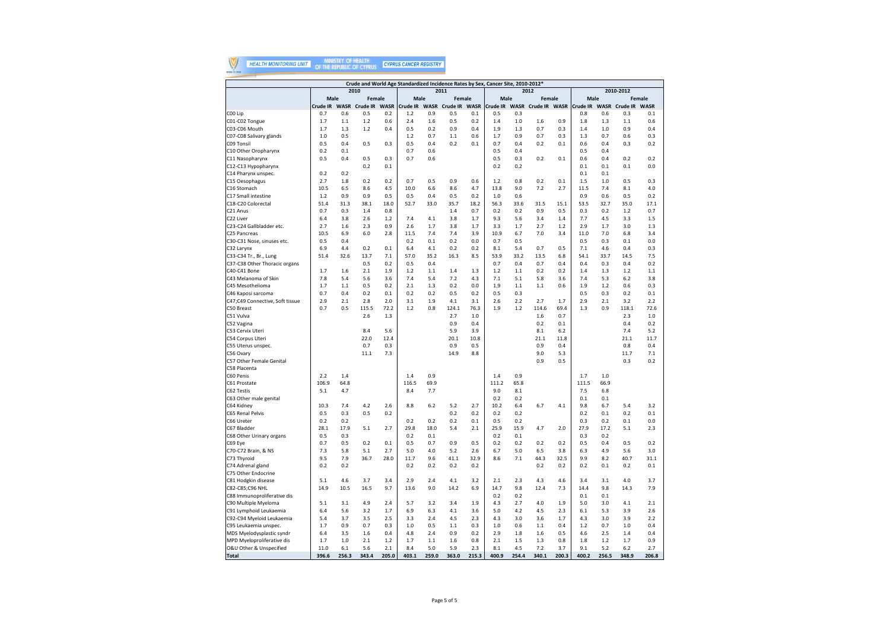| Crude and World Age Standardized Incidence Rates by Sex, Cancer Site, 2010-2012* | | | | | | | | | | | | | | | | |
|---|---|---|---|---|---|---|---|---|---|---|---|---|---|---|---|---|
| | 2010 | | | | 2011 | | | | 2012 | | | | 2010-2012 | | | |
| | Male | | Female | | Male | | Female | | Male | | Female | | Male | | Female | |
| | Crude IR | WASR | Crude IR | WASR | Crude IR | WASR | Crude IR | WASR | Crude IR | WASR | Crude IR | WASR | Crude IR | WASR | Crude IR | WASR |
| C00 Lip | 0.7 | 0.6 | 0.5 | 0.2 | 1.2 | 0.9 | 0.5 | 0.1 | 0.5 | 0.3 | | | 0.8 | 0.6 | 0.3 | 0.1 |
| C01-C02 Tongue | 1.7 | 1.1 | 1.2 | 0.6 | 2.4 | 1.6 | 0.5 | 0.2 | 1.4 | 1.0 | 1.6 | 0.9 | 1.8 | 1.3 | 1.1 | 0.6 |
| C03-C06 Mouth | 1.7 | 1.3 | 1.2 | 0.4 | 0.5 | 0.2 | 0.9 | 0.4 | 1.9 | 1.3 | 0.7 | 0.3 | 1.4 | 1.0 | 0.9 | 0.4 |
| C07-C08 Salivary glands | 1.0 | 0.5 | | | 1.2 | 0.7 | 1.1 | 0.6 | 1.7 | 0.9 | 0.7 | 0.3 | 1.3 | 0.7 | 0.6 | 0.3 |
| C09 Tonsil | 0.5 | 0.4 | 0.5 | 0.3 | 0.5 | 0.4 | 0.2 | 0.1 | 0.7 | 0.4 | 0.2 | 0.1 | 0.6 | 0.4 | 0.3 | 0.2 |
| C10 Other Oropharynx | 0.2 | 0.1 | | | 0.7 | 0.6 | | | 0.5 | 0.4 | | | 0.5 | 0.4 | | |
| C11 Nasopharynx | 0.5 | 0.4 | 0.5 | 0.3 | 0.7 | 0.6 | | | 0.5 | 0.3 | 0.2 | 0.1 | 0.6 | 0.4 | 0.2 | 0.2 |
| C12-C13 Hypopharynx | | | 0.2 | 0.1 | | | | | 0.2 | 0.2 | | | 0.1 | 0.1 | 0.1 | 0.0 |
| C14 Pharynx unspec. | 0.2 | 0.2 | | | | | | | | | | | 0.1 | 0.1 | | |
| C15 Oesophagus | 2.7 | 1.8 | 0.2 | 0.2 | 0.7 | 0.5 | 0.9 | 0.6 | 1.2 | 0.8 | 0.2 | 0.1 | 1.5 | 1.0 | 0.5 | 0.3 |
| C16 Stomach | 10.5 | 6.5 | 8.6 | 4.5 | 10.0 | 6.6 | 8.6 | 4.7 | 13.8 | 9.0 | 7.2 | 2.7 | 11.5 | 7.4 | 8.1 | 4.0 |
| C17 Small intestine | 1.2 | 0.9 | 0.9 | 0.5 | 0.5 | 0.4 | 0.5 | 0.2 | 1.0 | 0.6 | | | 0.9 | 0.6 | 0.5 | 0.2 |
| C18-C20 Colorectal | 51.4 | 31.3 | 38.1 | 18.0 | 52.7 | 33.0 | 35.7 | 18.2 | 56.3 | 33.6 | 31.5 | 15.1 | 53.5 | 32.7 | 35.0 | 17.1 |
| C21 Anus | 0.7 | 0.3 | 1.4 | 0.8 | | | 1.4 | 0.7 | 0.2 | 0.2 | 0.9 | 0.5 | 0.3 | 0.2 | 1.2 | 0.7 |
| C22 Liver | 6.4 | 3.8 | 2.6 | 1.2 | 7.4 | 4.1 | 3.8 | 1.7 | 9.3 | 5.6 | 3.4 | 1.4 | 7.7 | 4.5 | 3.3 | 1.5 |
| C23-C24 Gallbladder etc. | 2.7 | 1.6 | 2.3 | 0.9 | 2.6 | 1.7 | 3.8 | 1.7 | 3.3 | 1.7 | 2.7 | 1.2 | 2.9 | 1.7 | 3.0 | 1.3 |
| C25 Pancreas | 10.5 | 6.9 | 6.0 | 2.8 | 11.5 | 7.4 | 7.4 | 3.9 | 10.9 | 6.7 | 7.0 | 3.4 | 11.0 | 7.0 | 6.8 | 3.4 |
| C30-C31 Nose, sinuses etc. | 0.5 | 0.4 | | | 0.2 | 0.1 | 0.2 | 0.0 | 0.7 | 0.5 | | | 0.5 | 0.3 | 0.1 | 0.0 |
| C32 Larynx | 6.9 | 4.4 | 0.2 | 0.1 | 6.4 | 4.1 | 0.2 | 0.2 | 8.1 | 5.4 | 0.7 | 0.5 | 7.1 | 4.6 | 0.4 | 0.3 |
| C33-C34 Tr., Br., Lung | 51.4 | 32.6 | 13.7 | 7.1 | 57.0 | 35.2 | 16.3 | 8.5 | 53.9 | 33.2 | 13.5 | 6.8 | 54.1 | 33.7 | 14.5 | 7.5 |
| C37-C38 Other Thoracic organs | | | 0.5 | 0.2 | 0.5 | 0.4 | | | 0.7 | 0.4 | 0.7 | 0.4 | 0.4 | 0.3 | 0.4 | 0.2 |
| C40-C41 Bone | 1.7 | 1.6 | 2.1 | 1.9 | 1.2 | 1.1 | 1.4 | 1.3 | 1.2 | 1.1 | 0.2 | 0.2 | 1.4 | 1.3 | 1.2 | 1.1 |
| C43 Melanoma of Skin | 7.8 | 5.4 | 5.6 | 3.6 | 7.4 | 5.4 | 7.2 | 4.3 | 7.1 | 5.1 | 5.8 | 3.6 | 7.4 | 5.3 | 6.2 | 3.8 |
| C45 Mesothelioma | 1.7 | 1.1 | 0.5 | 0.2 | 2.1 | 1.3 | 0.2 | 0.0 | 1.9 | 1.1 | 1.1 | 0.6 | 1.9 | 1.2 | 0.6 | 0.3 |
| C46 Kaposi sarcoma | 0.7 | 0.4 | 0.2 | 0.1 | 0.2 | 0.2 | 0.5 | 0.2 | 0.5 | 0.3 | | | 0.5 | 0.3 | 0.2 | 0.1 |
| C47;C49 Connective, Soft tissue | 2.9 | 2.1 | 2.8 | 2.0 | 3.1 | 1.9 | 4.1 | 3.1 | 2.6 | 2.2 | 2.7 | 1.7 | 2.9 | 2.1 | 3.2 | 2.2 |
| C50 Breast | 0.7 | 0.5 | 115.5 | 72.2 | 1.2 | 0.8 | 124.1 | 76.3 | 1.9 | 1.2 | 114.6 | 69.4 | 1.3 | 0.9 | 118.1 | 72.6 |
| C51 Vulva | | | 2.6 | 1.3 | | | 2.7 | 1.0 | | | 1.6 | 0.7 | | | 2.3 | 1.0 |
| C52 Vagina | | | | | | | 0.9 | 0.4 | | | 0.2 | 0.1 | | | 0.4 | 0.2 |
| C53 Cervix Uteri | | | 8.4 | 5.6 | | | 5.9 | 3.9 | | | 8.1 | 6.2 | | | 7.4 | 5.2 |
| C54 Corpus Uteri | | | 22.0 | 12.4 | | | 20.1 | 10.8 | | | 21.1 | 11.8 | | | 21.1 | 11.7 |
| C55 Uterus unspec. | | | 0.7 | 0.3 | | | 0.9 | 0.5 | | | 0.9 | 0.4 | | | 0.8 | 0.4 |
| C56 Ovary | | | 11.1 | 7.3 | | | 14.9 | 8.8 | | | 9.0 | 5.3 | | | 11.7 | 7.1 |
| C57 Other Female Genital | | | | | | | | | | | 0.9 | 0.5 | | | 0.3 | 0.2 |
| C58 Placenta | | | | | | | | | | | | | | | | |
| C60 Penis | 2.2 | 1.4 | | | 1.4 | 0.9 | | | 1.4 | 0.9 | | | 1.7 | 1.0 | | |
| C61 Prostate | 106.9 | 64.8 | | | 116.5 | 69.9 | | | 111.2 | 65.8 | | | 111.5 | 66.9 | | |
| C62 Testis | 5.1 | 4.7 | | | 8.4 | 7.7 | | | 9.0 | 8.1 | | | 7.5 | 6.8 | | |
| C63 Other male genital | | | | | | | | | 0.2 | 0.2 | | | 0.1 | 0.1 | | |
| C64 Kidney | 10.3 | 7.4 | 4.2 | 2.6 | 8.8 | 6.2 | 5.2 | 2.7 | 10.2 | 6.4 | 6.7 | 4.1 | 9.8 | 6.7 | 5.4 | 3.2 |
| C65 Renal Pelvis | 0.5 | 0.3 | 0.5 | 0.2 | | | 0.2 | 0.2 | 0.2 | 0.2 | | | 0.2 | 0.1 | 0.2 | 0.1 |
| C66 Ureter | 0.2 | 0.2 | | | 0.2 | 0.2 | 0.2 | 0.1 | 0.5 | 0.2 | | | 0.3 | 0.2 | 0.1 | 0.0 |
| C67 Bladder | 28.1 | 17.9 | 5.1 | 2.7 | 29.8 | 18.0 | 5.4 | 2.1 | 25.9 | 15.9 | 4.7 | 2.0 | 27.9 | 17.2 | 5.1 | 2.3 |
| C68 Other Urinary organs | 0.5 | 0.3 | | | 0.2 | 0.1 | | | 0.2 | 0.1 | | | 0.3 | 0.2 | | |
| C69 Eye | 0.7 | 0.5 | 0.2 | 0.1 | 0.5 | 0.7 | 0.9 | 0.5 | 0.2 | 0.2 | 0.2 | 0.2 | 0.5 | 0.4 | 0.5 | 0.2 |
| C70-C72 Brain, & NS | 7.3 | 5.8 | 5.1 | 2.7 | 5.0 | 4.0 | 5.2 | 2.6 | 6.7 | 5.0 | 6.5 | 3.8 | 6.3 | 4.9 | 5.6 | 3.0 |
| C73 Thyroid | 9.5 | 7.9 | 36.7 | 28.0 | 11.7 | 9.6 | 41.1 | 32.9 | 8.6 | 7.1 | 44.3 | 32.5 | 9.9 | 8.2 | 40.7 | 31.1 |
| C74 Adrenal gland | 0.2 | 0.2 | | | 0.2 | 0.2 | 0.2 | 0.2 | | | 0.2 | 0.2 | 0.2 | 0.1 | 0.2 | 0.1 |
| C75 Other Endocrine | | | | | | | | | | | | | | | | |
| C81 Hodgkin disease | 5.1 | 4.6 | 3.7 | 3.4 | 2.9 | 2.4 | 4.1 | 3.2 | 2.1 | 2.3 | 4.3 | 4.6 | 3.4 | 3.1 | 4.1 | 3.7 |
| C82-C85;C96 NHL | 14.9 | 10.5 | 16.5 | 9.7 | 13.6 | 9.0 | 14.2 | 6.9 | 14.7 | 9.8 | 12.4 | 7.3 | 14.4 | 9.8 | 14.3 | 7.9 |
| C88 Immunoproliferative dis | | | | | | | | | 0.2 | 0.2 | | | 0.1 | 0.1 | | |
| C90 Multiple Myeloma | 5.1 | 3.1 | 4.9 | 2.4 | 5.7 | 3.2 | 3.4 | 1.9 | 4.3 | 2.7 | 4.0 | 1.9 | 5.0 | 3.0 | 4.1 | 2.1 |
| C91 Lymphoid Leukaemia | 6.4 | 5.6 | 3.2 | 1.7 | 6.9 | 6.3 | 4.1 | 3.6 | 5.0 | 4.2 | 4.5 | 2.3 | 6.1 | 5.3 | 3.9 | 2.6 |
| C92-C94 Myeloid Leukaemia | 5.4 | 3.7 | 3.5 | 2.5 | 3.3 | 2.4 | 4.5 | 2.3 | 4.3 | 3.0 | 3.6 | 1.7 | 4.3 | 3.0 | 3.9 | 2.2 |
| C95 Leukaemia unspec. | 1.7 | 0.9 | 0.7 | 0.3 | 1.0 | 0.5 | 1.1 | 0.3 | 1.0 | 0.6 | 1.1 | 0.4 | 1.2 | 0.7 | 1.0 | 0.4 |
| MDS Myelodysplastic syndr | 6.4 | 3.5 | 1.6 | 0.4 | 4.8 | 2.4 | 0.9 | 0.2 | 2.9 | 1.8 | 1.6 | 0.5 | 4.6 | 2.5 | 1.4 | 0.4 |
| MPD Myeloproliferative dis | 1.7 | 1.0 | 2.1 | 1.2 | 1.7 | 1.1 | 1.6 | 0.8 | 2.1 | 1.5 | 1.3 | 0.8 | 1.8 | 1.2 | 1.7 | 0.9 |
| O&U Other & Unspecified | 11.0 | 6.1 | 5.6 | 2.1 | 8.4 | 5.0 | 5.9 | 2.3 | 8.1 | 4.5 | 7.2 | 3.7 | 9.1 | 5.2 | 6.2 | 2.7 |
| **Total** | **396.6** | **256.3** | **343.4** | **205.0** | **403.1** | **259.0** | **363.0** | **215.3** | **400.9** | **254.4** | **340.1** | **200.3** | **400.2** | **256.5** | **348.9** | **206.8** |